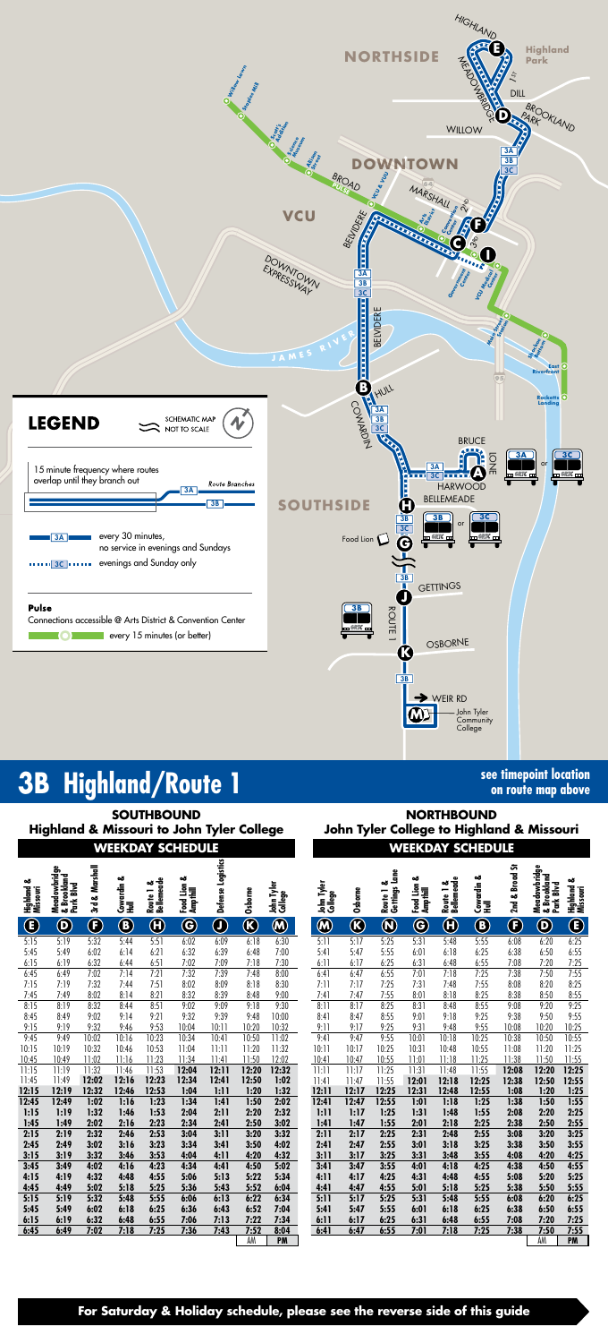NORTHSIDE

DOWNTOWN

VCU

SOUTHSIDE

## LEGEND

SCHEMATIC MAP NOT TO SCALE

15 minute frequency where routes overlap until they branch out — Route Branches 3A, 3B

3A — every 30 minutes, no service in evenings and Sundays

3C — evenings and Sunday only

**Pulse**

Connections accessible @ Arts District & Convention Center

every 15 minutes (or better)

# 3B Highland/Route 1

**see timepoint location on route map above**

## SOUTHBOUND
### Highland & Missouri to John Tyler College

**WEEKDAY SCHEDULE**

| Highland & Missouri (E) | Meadowbridge & Brookland Park Blvd (D) | 3rd & Marshall (F) | Cowardin & Hull (B) | Route 1 & Bellemeade (H) | Food Lion & Ampthill (G) | Defense Logistics (J) | Osborne (K) | John Tyler College (M) |
|---|---|---|---|---|---|---|---|---|
| 5:15 | 5:19 | 5:32 | 5:44 | 5:51 | 6:02 | 6:09 | 6:18 | 6:30 |
| 5:45 | 5:49 | 6:02 | 6:14 | 6:21 | 6:32 | 6:39 | 6:48 | 7:00 |
| 6:15 | 6:19 | 6:32 | 6:44 | 6:51 | 7:02 | 7:09 | 7:18 | 7:30 |
| 6:45 | 6:49 | 7:02 | 7:14 | 7:21 | 7:32 | 7:39 | 7:48 | 8:00 |
| 7:15 | 7:19 | 7:32 | 7:44 | 7:51 | 8:02 | 8:09 | 8:18 | 8:30 |
| 7:45 | 7:49 | 8:02 | 8:14 | 8:21 | 8:32 | 8:39 | 8:48 | 9:00 |
| 8:15 | 8:19 | 8:32 | 8:44 | 8:51 | 9:02 | 9:09 | 9:18 | 9:30 |
| 8:45 | 8:49 | 9:02 | 9:14 | 9:21 | 9:32 | 9:39 | 9:48 | 10:00 |
| 9:15 | 9:19 | 9:32 | 9:46 | 9:53 | 10:04 | 10:11 | 10:20 | 10:32 |
| 9:45 | 9:49 | 10:02 | 10:16 | 10:23 | 10:34 | 10:41 | 10:50 | 11:02 |
| 10:15 | 10:19 | 10:32 | 10:46 | 10:53 | 11:04 | 11:11 | 11:20 | 11:32 |
| 10:45 | 10:49 | 11:02 | 11:16 | 11:23 | 11:34 | 11:41 | 11:50 | 12:02 |
| 11:15 | 11:19 | 11:32 | 11:46 | 11:53 | **12:04** | **12:11** | **12:20** | **12:32** |
| 11:45 | 11:49 | **12:02** | **12:16** | **12:23** | **12:34** | **12:41** | **12:50** | **1:02** |
| **12:15** | **12:19** | **12:32** | **12:46** | **12:53** | **1:04** | **1:11** | **1:20** | **1:32** |
| **12:45** | **12:49** | **1:02** | **1:16** | **1:23** | **1:34** | **1:41** | **1:50** | **2:02** |
| **1:15** | **1:19** | **1:32** | **1:46** | **1:53** | **2:04** | **2:11** | **2:20** | **2:32** |
| **1:45** | **1:49** | **2:02** | **2:16** | **2:23** | **2:34** | **2:41** | **2:50** | **3:02** |
| **2:15** | **2:19** | **2:32** | **2:46** | **2:53** | **3:04** | **3:11** | **3:20** | **3:32** |
| **2:45** | **2:49** | **3:02** | **3:16** | **3:23** | **3:34** | **3:41** | **3:50** | **4:02** |
| **3:15** | **3:19** | **3:32** | **3:46** | **3:53** | **4:04** | **4:11** | **4:20** | **4:32** |
| **3:45** | **3:49** | **4:02** | **4:16** | **4:23** | **4:34** | **4:41** | **4:50** | **5:02** |
| **4:15** | **4:19** | **4:32** | **4:48** | **4:55** | **5:06** | **5:13** | **5:22** | **5:34** |
| **4:45** | **4:49** | **5:02** | **5:18** | **5:25** | **5:36** | **5:43** | **5:52** | **6:04** |
| **5:15** | **5:19** | **5:32** | **5:48** | **5:55** | **6:06** | **6:13** | **6:22** | **6:34** |
| **5:45** | **5:49** | **6:02** | **6:18** | **6:25** | **6:36** | **6:43** | **6:52** | **7:04** |
| **6:15** | **6:19** | **6:32** | **6:48** | **6:55** | **7:06** | **7:13** | **7:22** | **7:34** |
| **6:45** | **6:49** | **7:02** | **7:18** | **7:25** | **7:36** | **7:43** | **7:52** | **8:04** |
| | | | | | | | AM | **PM** |

## NORTHBOUND
### John Tyler College to Highland & Missouri

**WEEKDAY SCHEDULE**

| John Tyler College (M) | Osborne (K) | Route 1 & Gettings Lane (N) | Food Lion & Ampthill (G) | Route 1 & Bellemeade (H) | Cowardin & Hull (B) | 2nd & Broad St (F) | Meadowbridge & Brookland Park Blvd (D) | Highland & Missouri (E) |
|---|---|---|---|---|---|---|---|---|
| 5:11 | 5:17 | 5:25 | 5:31 | 5:48 | 5:55 | 6:08 | 6:20 | 6:25 |
| 5:41 | 5:47 | 5:55 | 6:01 | 6:18 | 6:25 | 6:38 | 6:50 | 6:55 |
| 6:11 | 6:17 | 6:25 | 6:31 | 6:48 | 6:55 | 7:08 | 7:20 | 7:25 |
| 6:41 | 6:47 | 6:55 | 7:01 | 7:18 | 7:25 | 7:38 | 7:50 | 7:55 |
| 7:11 | 7:17 | 7:25 | 7:31 | 7:48 | 7:55 | 8:08 | 8:20 | 8:25 |
| 7:41 | 7:47 | 7:55 | 8:01 | 8:18 | 8:25 | 8:38 | 8:50 | 8:55 |
| 8:11 | 8:17 | 8:25 | 8:31 | 8:48 | 8:55 | 9:08 | 9:20 | 9:25 |
| 8:41 | 8:47 | 8:55 | 9:01 | 9:18 | 9:25 | 9:38 | 9:50 | 9:55 |
| 9:11 | 9:17 | 9:25 | 9:31 | 9:48 | 9:55 | 10:08 | 10:20 | 10:25 |
| 9:41 | 9:47 | 9:55 | 10:01 | 10:18 | 10:25 | 10:38 | 10:50 | 10:55 |
| 10:11 | 10:17 | 10:25 | 10:31 | 10:48 | 10:55 | 11:08 | 11:20 | 11:25 |
| 10:41 | 10:47 | 10:55 | 11:01 | 11:18 | 11:25 | 11:38 | 11:50 | 11:55 |
| 11:11 | 11:17 | 11:25 | 11:31 | 11:48 | 11:55 | **12:08** | **12:20** | **12:25** |
| 11:41 | 11:47 | 11:55 | **12:01** | **12:18** | **12:25** | **12:38** | **12:50** | **12:55** |
| **12:11** | **12:17** | **12:25** | **12:31** | **12:48** | **12:55** | **1:08** | **1:20** | **1:25** |
| **12:41** | **12:47** | **12:55** | **1:01** | **1:18** | **1:25** | **1:38** | **1:50** | **1:55** |
| **1:11** | **1:17** | **1:25** | **1:31** | **1:48** | **1:55** | **2:08** | **2:20** | **2:25** |
| **1:41** | **1:47** | **1:55** | **2:01** | **2:18** | **2:25** | **2:38** | **2:50** | **2:55** |
| **2:11** | **2:17** | **2:25** | **2:31** | **2:48** | **2:55** | **3:08** | **3:20** | **3:25** |
| **2:41** | **2:47** | **2:55** | **3:01** | **3:18** | **3:25** | **3:38** | **3:50** | **3:55** |
| **3:11** | **3:17** | **3:25** | **3:31** | **3:48** | **3:55** | **4:08** | **4:20** | **4:25** |
| **3:41** | **3:47** | **3:55** | **4:01** | **4:18** | **4:25** | **4:38** | **4:50** | **4:55** |
| **4:11** | **4:17** | **4:25** | **4:31** | **4:48** | **4:55** | **5:08** | **5:20** | **5:25** |
| **4:41** | **4:47** | **4:55** | **5:01** | **5:18** | **5:25** | **5:38** | **5:50** | **5:55** |
| **5:11** | **5:17** | **5:25** | **5:31** | **5:48** | **5:55** | **6:08** | **6:20** | **6:25** |
| **5:41** | **5:47** | **5:55** | **6:01** | **6:18** | **6:25** | **6:38** | **6:50** | **6:55** |
| **6:11** | **6:17** | **6:25** | **6:31** | **6:48** | **6:55** | **7:08** | **7:20** | **7:25** |
| **6:41** | **6:47** | **6:55** | **7:01** | **7:18** | **7:25** | **7:38** | **7:50** | **7:55** |
| | | | | | | | AM | **PM** |

**For Saturday & Holiday schedule, please see the reverse side of this guide**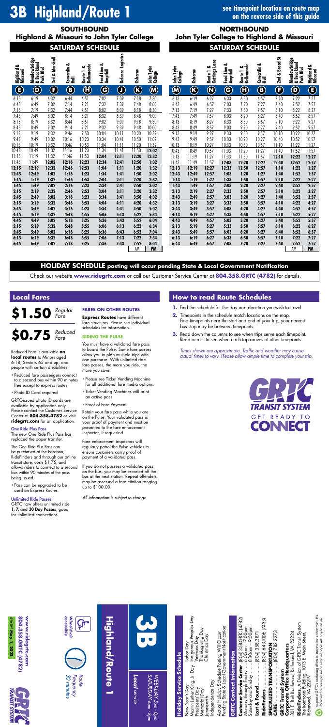# 3B Highland/Route 1

**see timepoint location on route map on the reverse side of this guide**

## SOUTHBOUND
### Highland & Missouri to John Tyler College
### SATURDAY SCHEDULE

| Highland & Missouri | Meadowbridge & Brookland Park Blvd | 3rd & Marshall | Cowardin & Hull | Route 1 & Bellemeade | Food Lion & Ampthill | Defense Logistics | Osborne | John Tyler College |
|---|---|---|---|---|---|---|---|---|
| E | D | F | B | H | G | J | K | M |
| 6:15 | 6:19 | 6:32 | 6:44 | 6:51 | 7:02 | 7:09 | 7:18 | 7:30 |
| 6:45 | 6:49 | 7:02 | 7:14 | 7:21 | 7:32 | 7:39 | 7:48 | 8:00 |
| 7:15 | 7:19 | 7:32 | 7:44 | 7:51 | 8:02 | 8:09 | 8:18 | 8:30 |
| 7:45 | 7:49 | 8:02 | 8:14 | 8:21 | 8:32 | 8:39 | 8:48 | 9:00 |
| 8:15 | 8:19 | 8:32 | 8:44 | 8:51 | 9:02 | 9:09 | 9:18 | 9:30 |
| 8:45 | 8:49 | 9:02 | 9:14 | 9:21 | 9:32 | 9:39 | 9:48 | 10:00 |
| 9:15 | 9:19 | 9:32 | 9:46 | 9:53 | 10:04 | 10:11 | 10:20 | 10:32 |
| 9:45 | 9:49 | 10:02 | 10:16 | 10:23 | 10:34 | 10:41 | 10:50 | 11:02 |
| 10:15 | 10:19 | 10:32 | 10:46 | 10:53 | 11:04 | 11:11 | 11:20 | 11:32 |
| 10:45 | 10:49 | 11:02 | 11:16 | 11:23 | 11:34 | 11:41 | 11:50 | **12:02** |
| 11:15 | 11:19 | 11:32 | 11:46 | 11:53 | **12:04** | **12:11** | **12:20** | **12:32** |
| 11:45 | 11:49 | **12:02** | **12:16** | **12:23** | **12:34** | **12:41** | **12:50** | **1:02** |
| **12:15** | **12:19** | **12:32** | **12:46** | **12:53** | **1:04** | **1:11** | **1:20** | **1:32** |
| **12:45** | **12:49** | **1:02** | **1:16** | **1:23** | **1:34** | **1:41** | **1:50** | **2:02** |
| **1:15** | **1:19** | **1:32** | **1:46** | **1:53** | **2:04** | **2:11** | **2:20** | **2:32** |
| **1:45** | **1:49** | **2:02** | **2:16** | **2:23** | **2:34** | **2:41** | **2:50** | **3:02** |
| **2:15** | **2:19** | **2:32** | **2:46** | **2:53** | **3:04** | **3:11** | **3:20** | **3:32** |
| **2:45** | **2:49** | **3:02** | **3:16** | **3:23** | **3:34** | **3:41** | **3:50** | **4:02** |
| **3:15** | **3:19** | **3:32** | **3:46** | **3:53** | **4:04** | **4:11** | **4:20** | **4:32** |
| **3:45** | **3:49** | **4:02** | **4:16** | **4:23** | **4:34** | **4:41** | **4:50** | **5:02** |
| **4:15** | **4:19** | **4:32** | **4:48** | **4:55** | **5:06** | **5:13** | **5:22** | **5:34** |
| **4:45** | **4:49** | **5:02** | **5:18** | **5:25** | **5:36** | **5:43** | **5:52** | **6:04** |
| **5:15** | **5:19** | **5:32** | **5:48** | **5:55** | **6:06** | **6:13** | **6:22** | **6:34** |
| **5:45** | **5:49** | **6:02** | **6:18** | **6:25** | **6:36** | **6:43** | **6:52** | **7:04** |
| **6:15** | **6:19** | **6:32** | **6:48** | **6:55** | **7:06** | **7:13** | **7:22** | **7:34** |
| **6:45** | **6:49** | **7:02** | **7:18** | **7:25** | **7:36** | **7:43** | **7:52** | **8:04** |
| | | | | | | | AM | **PM** |

## NORTHBOUND
### John Tyler College to Highland & Missouri
### SATURDAY SCHEDULE

| John Tyler College | Osborne | Route 1 & Gettings Lane | Food Lion & Ampthill | Route 1 & Bellemeade | Cowardin & Hull | 2nd & Broad St | Meadowbridge & Brookland Park Blvd | Highland & Missouri |
|---|---|---|---|---|---|---|---|---|
| M | K | N | G | H | B | F | D | E |
| 6:13 | 6:19 | 6:27 | 6:33 | 6:50 | 6:57 | 7:10 | 7:22 | 7:27 |
| 6:43 | 6:49 | 6:57 | 7:03 | 7:20 | 7:27 | 7:40 | 7:52 | 7:57 |
| 7:13 | 7:19 | 7:27 | 7:33 | 7:50 | 7:57 | 8:10 | 8:22 | 8:27 |
| 7:43 | 7:49 | 7:57 | 8:03 | 8:20 | 8:27 | 8:40 | 8:52 | 8:57 |
| 8:13 | 8:19 | 8:27 | 8:33 | 8:50 | 8:57 | 9:10 | 9:22 | 9:27 |
| 8:43 | 8:49 | 8:57 | 9:03 | 9:20 | 9:27 | 9:40 | 9:52 | 9:57 |
| 9:13 | 9:19 | 9:27 | 9:33 | 9:50 | 9:57 | 10:10 | 10:22 | 10:27 |
| 9:43 | 9:49 | 9:57 | 10:03 | 10:20 | 10:27 | 10:40 | 10:52 | 10:57 |
| 10:13 | 10:19 | 10:27 | 10:33 | 10:50 | 10:57 | 11:10 | 11:22 | 11:27 |
| 10:43 | 10:49 | 10:57 | 11:03 | 11:20 | 11:27 | 11:40 | 11:52 | 11:57 |
| 11:13 | 11:19 | 11:27 | 11:33 | 11:50 | 11:57 | **12:10** | **12:22** | **12:27** |
| 11:43 | 11:49 | 11:57 | **12:03** | **12:20** | **12:27** | **12:40** | **12:52** | **12:57** |
| **12:13** | **12:19** | **12:27** | **12:33** | **12:50** | **12:57** | **1:10** | **1:22** | **1:27** |
| **12:43** | **12:49** | **12:57** | **1:03** | **1:20** | **1:27** | **1:40** | **1:52** | **1:57** |
| **1:13** | **1:19** | **1:27** | **1:33** | **1:50** | **1:57** | **2:10** | **2:22** | **2:27** |
| **1:43** | **1:49** | **1:57** | **2:03** | **2:20** | **2:27** | **2:40** | **2:52** | **2:57** |
| **2:13** | **2:19** | **2:27** | **2:33** | **2:50** | **2:57** | **3:10** | **3:22** | **3:27** |
| **2:43** | **2:49** | **2:57** | **3:03** | **3:20** | **3:27** | **3:40** | **3:52** | **3:57** |
| **3:13** | **3:19** | **3:27** | **3:33** | **3:50** | **3:57** | **4:10** | **4:22** | **4:27** |
| **3:43** | **3:49** | **3:57** | **4:03** | **4:20** | **4:27** | **4:40** | **4:52** | **4:57** |
| **4:13** | **4:19** | **4:27** | **4:33** | **4:50** | **4:57** | **5:10** | **5:22** | **5:27** |
| **4:43** | **4:49** | **4:57** | **5:03** | **5:20** | **5:27** | **5:40** | **5:52** | **5:57** |
| **5:13** | **5:19** | **5:27** | **5:33** | **5:50** | **5:57** | **6:10** | **6:22** | **6:27** |
| **5:43** | **5:49** | **5:57** | **6:03** | **6:20** | **6:27** | **6:40** | **6:52** | **6:57** |
| **6:13** | **6:19** | **6:27** | **6:33** | **6:50** | **6:57** | **7:10** | **7:22** | **7:27** |
| **6:43** | **6:49** | **6:57** | **7:03** | **7:20** | **7:27** | **7:40** | **7:52** | **7:57** |
| | | | | | | | AM | **PM** |

**HOLIDAY SCHEDULE posting will occur pending State & Local Government Notification**

Check our website **www.ridegrtc.com** or call our Customer Service Center at **804.358.GRTC (4782)** for details.

## Local Fares

**$1.50** *Regular Fare*

**$0.75** *Reduced Fare*

Reduced Fare is available **on local routes** to Minors aged 6-18, Seniors 65 and up, and people with certain disabilities.

- Reduced fare passengers connect to a second bus within 90 minutes free except to express routes
- Photo ID Card required

GRTC-issued photo ID cards are available by application only. Please contact the Customer Service Center at **804.358.4782** or visit **ridegrtc.com** for an application.

**One Ride Plus Pass**

The new One Ride Plus Pass has replaced the paper transfer.

The One Ride Plus Pass can be purchased at the Farebox, RideFinders and through our online transit store, costs $1.75, and allows riders to connect to a second bus within 90 minutes of the pass being issued.

- Pass can be upgraded to be used on Express Routes.

**Unlimited Ride Passes**

GRTC now offers unlimited ride **1, 7,** and **30 Day Passes**, good for unlimited connections.

### FARES ON OTHER ROUTES

**Express Routes** have different fare structures. Please see individual schedules for information.

### RIDING THE PULSE

You must have a validated fare pass to board the Pulse. Some fare passes allow you to plan multiple trips with one purchase. With unlimited ride fare passes, the more you ride, the more you save.

- Please see Ticket Vending Machine for all additional fare media options.
- Ticket Vending Machines will print an active pass
- Proof of Fare Payment

Retain your fare pass while you are on the Pulse. Your validated pass is your proof of payment and must be presented to the fare enforcement inspector, if requested.

Fare enforcement inspectors will regularly patrol the Pulse vehicles to ensure customers carry proof of payment of a validated pass.

If you do not possess a validated pass on the bus, you may be escorted off the bus at the next station. Repeat offenders may be assessed a fare citation ranging up to $100.00.

*All information is subject to change.*

## How to read Route Schedules

1. Find the schedule for the day and direction you wish to travel.
2. Timepoints in the schedule match locations on the map. Find timepoints near the start and end of your trip; your nearest bus stop may be between timepoints.
3. Read down the columns to see when trips serve each timepoint. Read across to see when each trip arrives at other timepoints.

*Times shown are approximate. Traffic and weather may cause actual times to vary. Please allow ample time to complete your trip.*

GRTC TRANSIT SYSTEM
GET READY TO CONNECT

# 3B Highland/Route 1

**Local** service

WEEKDAY 5am – 8pm
SATURDAY 6am – 8pm

Wheelchair accessible

Route Frequency 30 minutes

**www.ridegrtc.com**
**804.358.GRTC (4782)**

EFFECTIVE **May 1, 2022**

### Holiday Service Schedule

| | |
|---|---|
| New Year's Day | Labor Day |
| Martin Luther King, Jr. Day | Indigenous Peoples Day |
| Presidents' Day | Veterans Day |
| Memorial Day | Thanksgiving Day |
| Juneteenth | Christmas Day |
| Independence Day | |

Actual Holiday Schedule Posting Will Occur Pending State & Local Government Notification.

### GRTC Contact Information

**Customer Service Center** ..(804) 358.GRTC (4782)
Monday through Friday.....6:00am – 7:00pm
Saturday and Sunday.........8:30am – 5:00pm

**Lost & Found** .......................(804) 358.3871

**RideFinders** ................(804) 643.RIDE (7433)

**SPECIALIZED TRANSPORTATION CARE**........................................(804) 782.2273

**GRTC Transit System Corporate Office Headquarters**
301 E. Belt Boulevard, Richmond, VA 23224

**RideFinders**, A Division of GRTC Transit System
The Pantheon Building, 1013 E. Main Street, Richmond, VA 23219

As part of GRTC's continuing efforts to improve our environment, this document has been printed on recycled paper with soy-based ink.